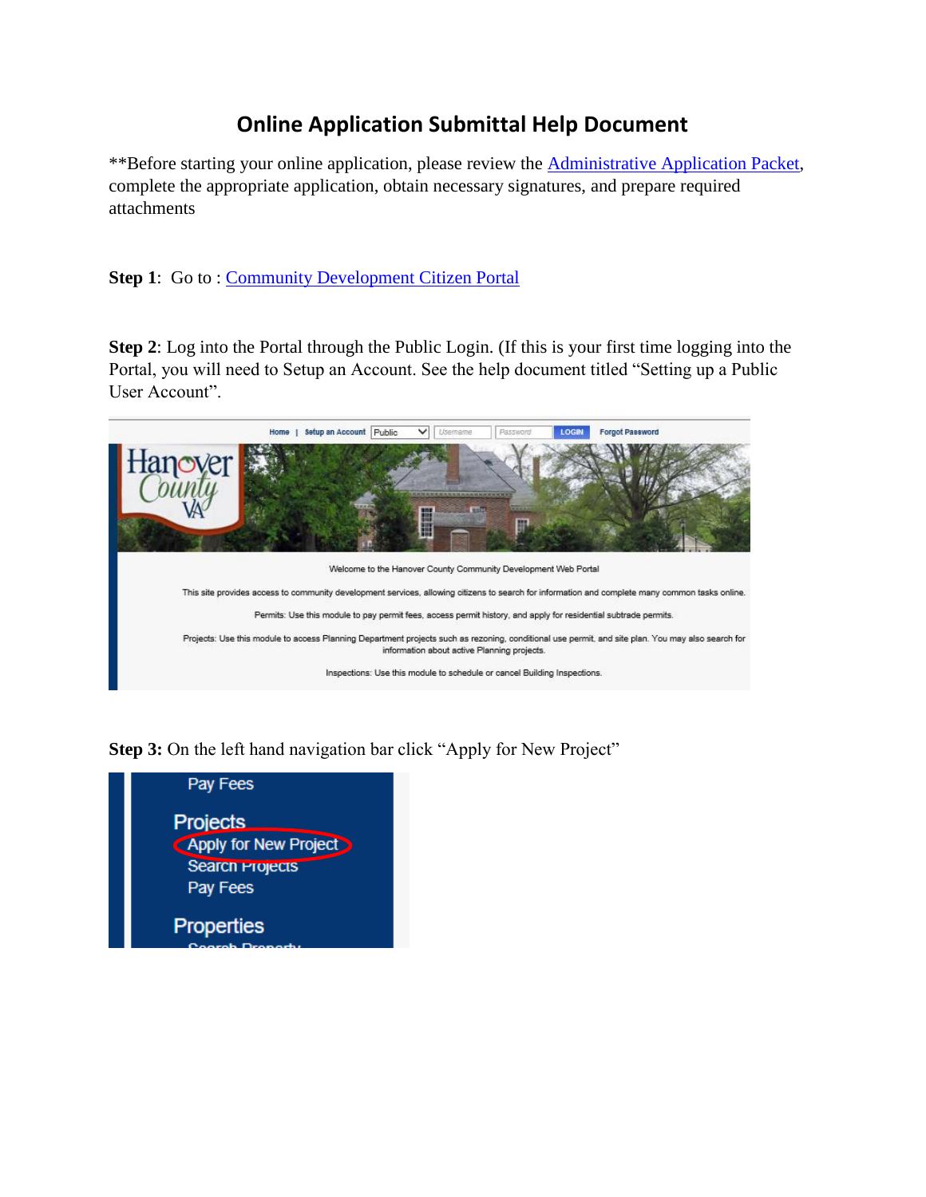# Online Application Submittal Help Document

**Before starting your online application, please review the Administrative Application Packet, complete the appropriate application, obtain necessary signatures, and prepare required attachments

**Step 1**: Go to : Community Development Citizen Portal

**Step 2**: Log into the Portal through the Public Login. (If this is your first time logging into the Portal, you will need to Setup an Account. See the help document titled "Setting up a Public User Account".

**Step 3:** On the left hand navigation bar click "Apply for New Project"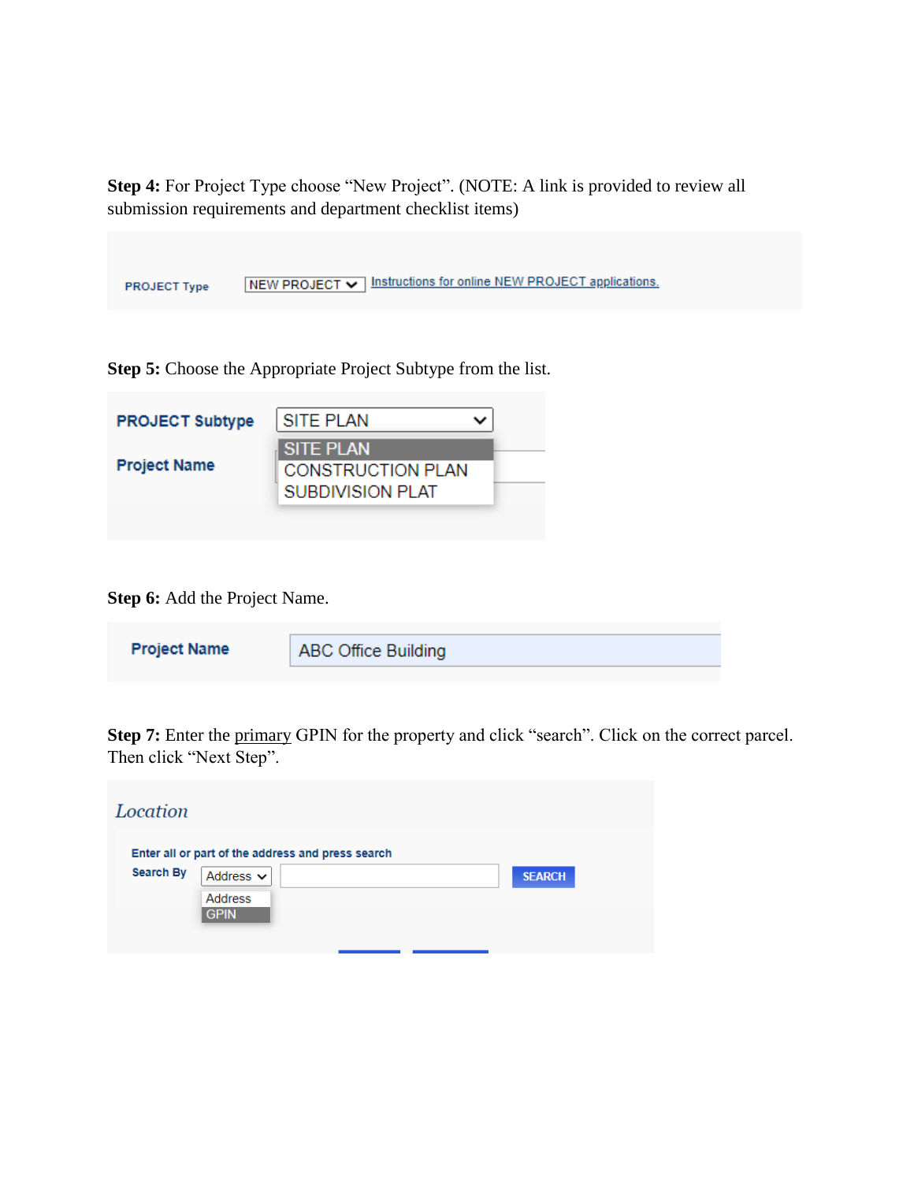**Step 4:** For Project Type choose "New Project". (NOTE: A link is provided to review all submission requirements and department checklist items)

PROJECT Type | NEW PROJECT | Instructions for online NEW PROJECT applications.

**Step 5:** Choose the Appropriate Project Subtype from the list.

PROJECT Subtype: SITE PLAN

- SITE PLAN
- CONSTRUCTION PLAN
- SUBDIVISION PLAT

Project Name

**Step 6:** Add the Project Name.

Project Name: ABC Office Building

**Step 7:** Enter the primary GPIN for the property and click "search". Click on the correct parcel. Then click "Next Step".

*Location*

Enter all or part of the address and press search

Search By: Address | SEARCH

- Address
- GPIN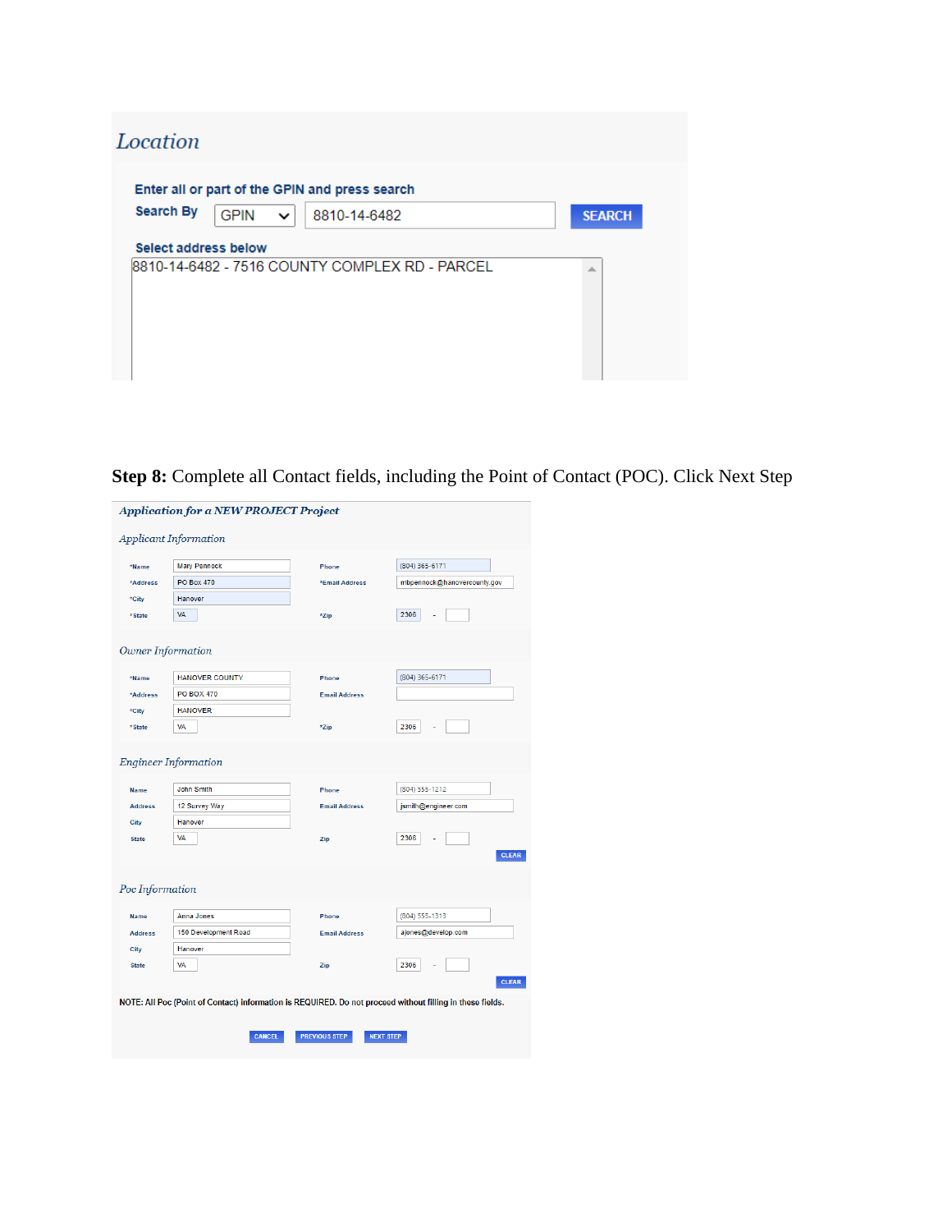## Location

Enter all or part of the GPIN and press search

Search By: GPIN | 8810-14-6482 | SEARCH

Select address below

8810-14-6482 - 7516 COUNTY COMPLEX RD - PARCEL

**Step 8:** Complete all Contact fields, including the Point of Contact (POC). Click Next Step

### *Application for a NEW PROJECT Project*

#### *Applicant Information*

| | | | |
|---|---|---|---|
| *Name | Mary Pennock | Phone | (804) 365-6171 |
| *Address | PO Box 470 | *Email Address | mbpennock@hanovercounty.gov |
| *City | Hanover | | |
| *State | VA | *Zip | 2306 - |

#### *Owner Information*

| | | | |
|---|---|---|---|
| *Name | HANOVER COUNTY | Phone | (804) 365-6171 |
| *Address | PO BOX 470 | Email Address | |
| *City | HANOVER | | |
| *State | VA | *Zip | 2306 - |

#### *Engineer Information*

| | | | |
|---|---|---|---|
| Name | John Smith | Phone | (804) 555-1212 |
| Address | 12 Survey Way | Email Address | jsmith@engineer.com |
| City | Hanover | | |
| State | VA | Zip | 2306 - |

CLEAR

#### *Poc Information*

| | | | |
|---|---|---|---|
| Name | Anna Jones | Phone | (804) 555-1313 |
| Address | 150 Development Road | Email Address | ajones@develop.com |
| City | Hanover | | |
| State | VA | Zip | 2306 - |

CLEAR

NOTE: All Poc (Point of Contact) information is REQUIRED. Do not proceed without filling in these fields.

CANCEL | PREVIOUS STEP | NEXT STEP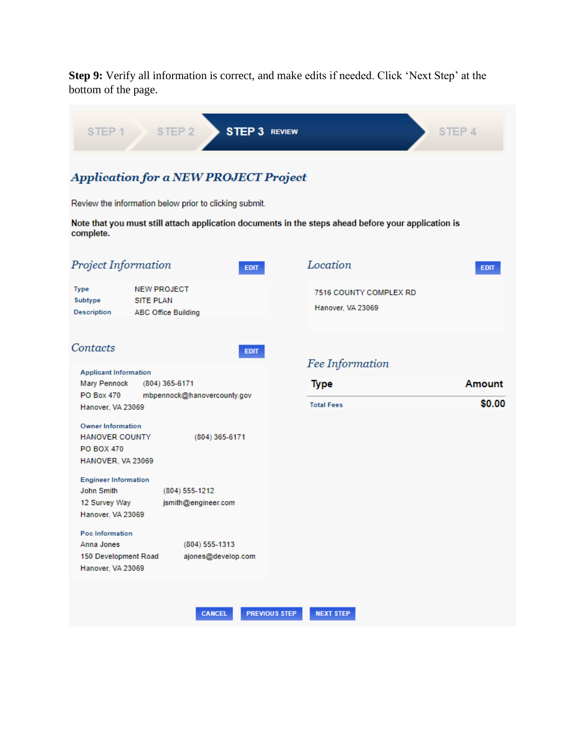**Step 9:** Verify all information is correct, and make edits if needed. Click 'Next Step' at the bottom of the page.

STEP 1 | STEP 2 | **STEP 3 REVIEW** | STEP 4

## *Application for a NEW PROJECT Project*

Review the information below prior to clicking submit.

**Note that you must still attach application documents in the steps ahead before your application is complete.**

### *Project Information*

EDIT

| | |
|---|---|
| Type | NEW PROJECT |
| Subtype | SITE PLAN |
| Description | ABC Office Building |

### *Location*

EDIT

7516 COUNTY COMPLEX RD

Hanover, VA 23069

### *Contacts*

EDIT

**Applicant Information**
Mary Pennock (804) 365-6171
PO Box 470 mbpennock@hanovercounty.gov
Hanover, VA 23069

**Owner Information**
HANOVER COUNTY (804) 365-6171
PO BOX 470
HANOVER, VA 23069

**Engineer Information**
John Smith (804) 555-1212
12 Survey Way jsmith@engineer.com
Hanover, VA 23069

**Poc Information**
Anna Jones (804) 555-1313
150 Development Road ajones@develop.com
Hanover, VA 23069

### *Fee Information*

| Type | Amount |
|---|---|
| Total Fees | $0.00 |

CANCEL | PREVIOUS STEP | NEXT STEP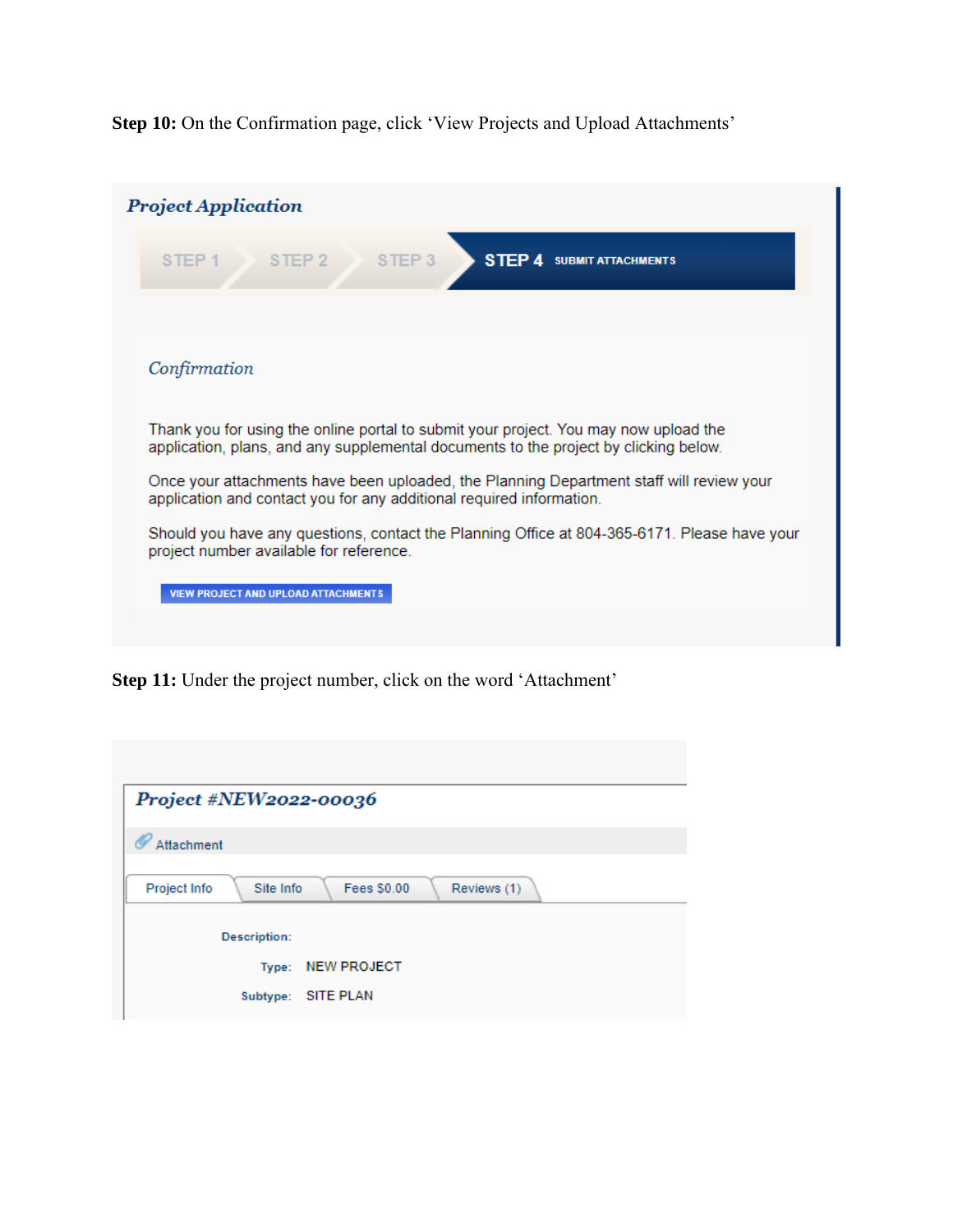**Step 10:** On the Confirmation page, click 'View Projects and Upload Attachments'

*Project Application*

STEP 1 STEP 2 STEP 3 **STEP 4** SUBMIT ATTACHMENTS

*Confirmation*

Thank you for using the online portal to submit your project. You may now upload the application, plans, and any supplemental documents to the project by clicking below.

Once your attachments have been uploaded, the Planning Department staff will review your application and contact you for any additional required information.

Should you have any questions, contact the Planning Office at 804-365-6171. Please have your project number available for reference.

VIEW PROJECT AND UPLOAD ATTACHMENTS

**Step 11:** Under the project number, click on the word 'Attachment'

*Project #NEW2022-00036*

Attachment

Project Info | Site Info | Fees $0.00 | Reviews (1)

Description:

Type: NEW PROJECT

Subtype: SITE PLAN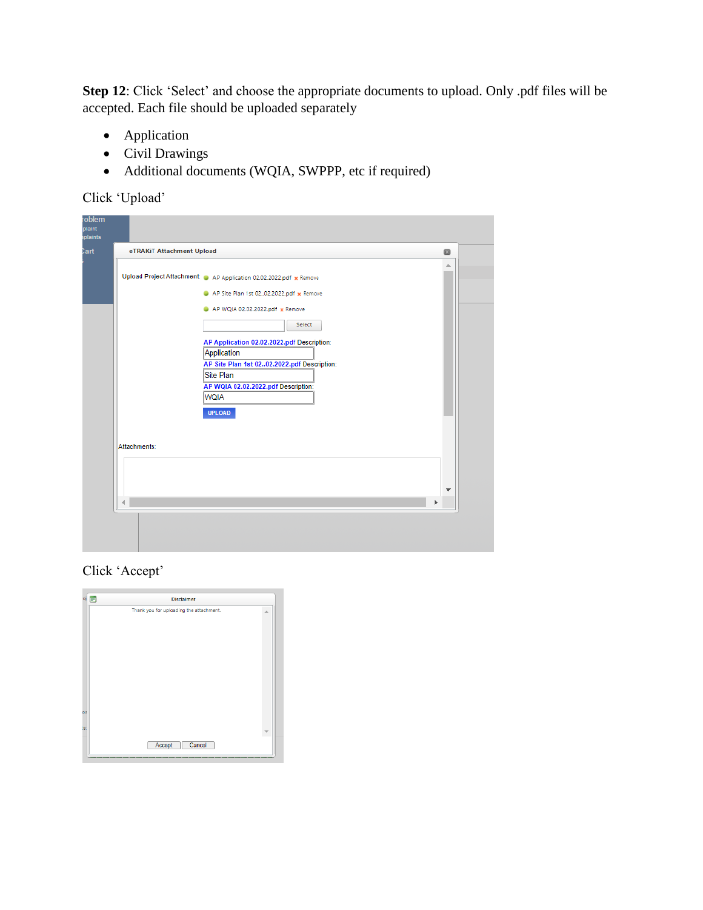**Step 12**: Click 'Select' and choose the appropriate documents to upload. Only .pdf files will be accepted. Each file should be uploaded separately

- Application
- Civil Drawings
- Additional documents (WQIA, SWPPP, etc if required)

Click 'Upload'

Click 'Accept'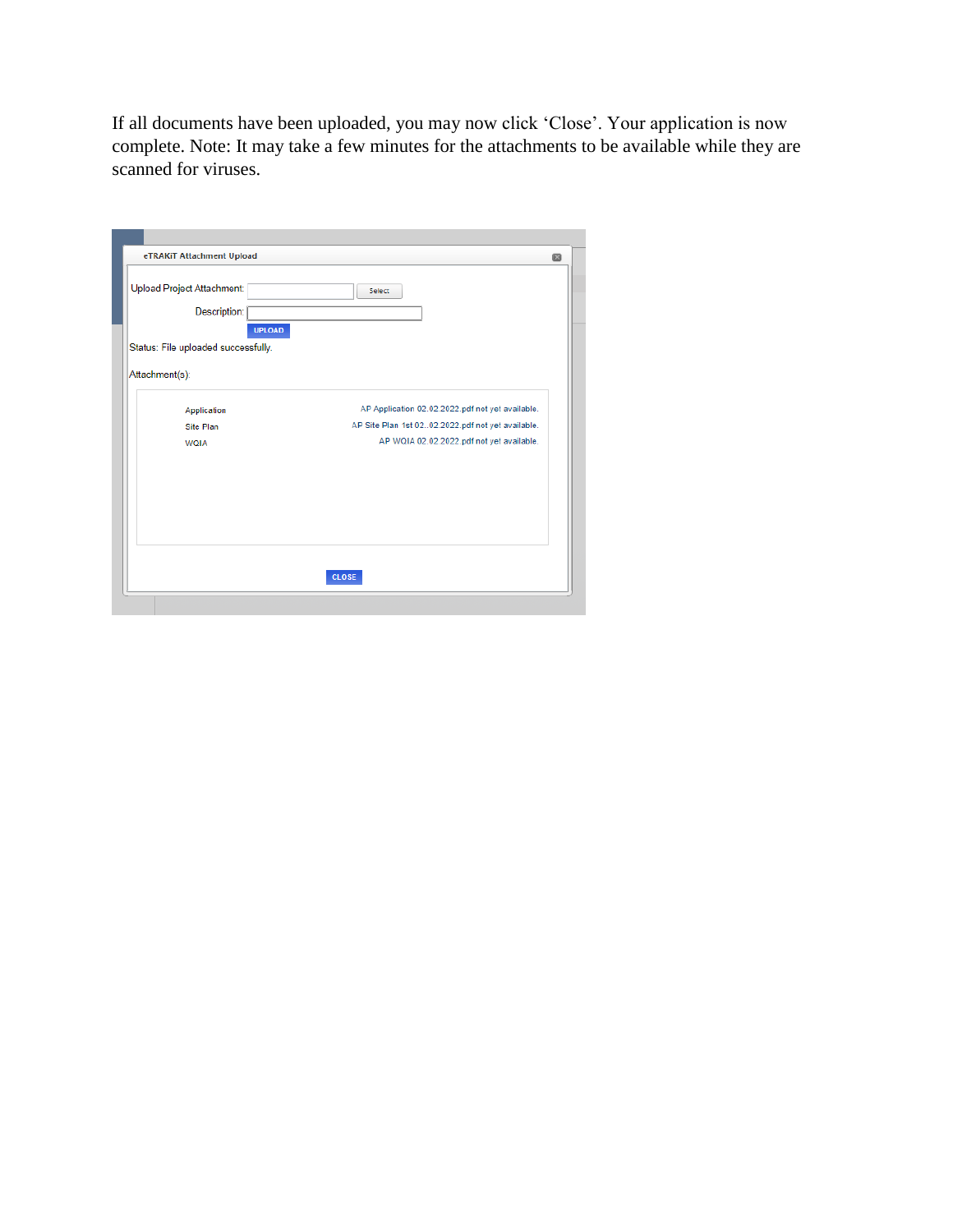If all documents have been uploaded, you may now click 'Close'. Your application is now complete. Note: It may take a few minutes for the attachments to be available while they are scanned for viruses.

eTRAKiT Attachment Upload

Upload Project Attachment: Select

Description:

UPLOAD

Status: File uploaded successfully.

Attachment(s):

Application AP Application 02.02.2022.pdf not yet available.

Site Plan AP Site Plan 1st 02..02.2022.pdf not yet available.

WQIA AP WQIA 02.02.2022.pdf not yet available.

CLOSE